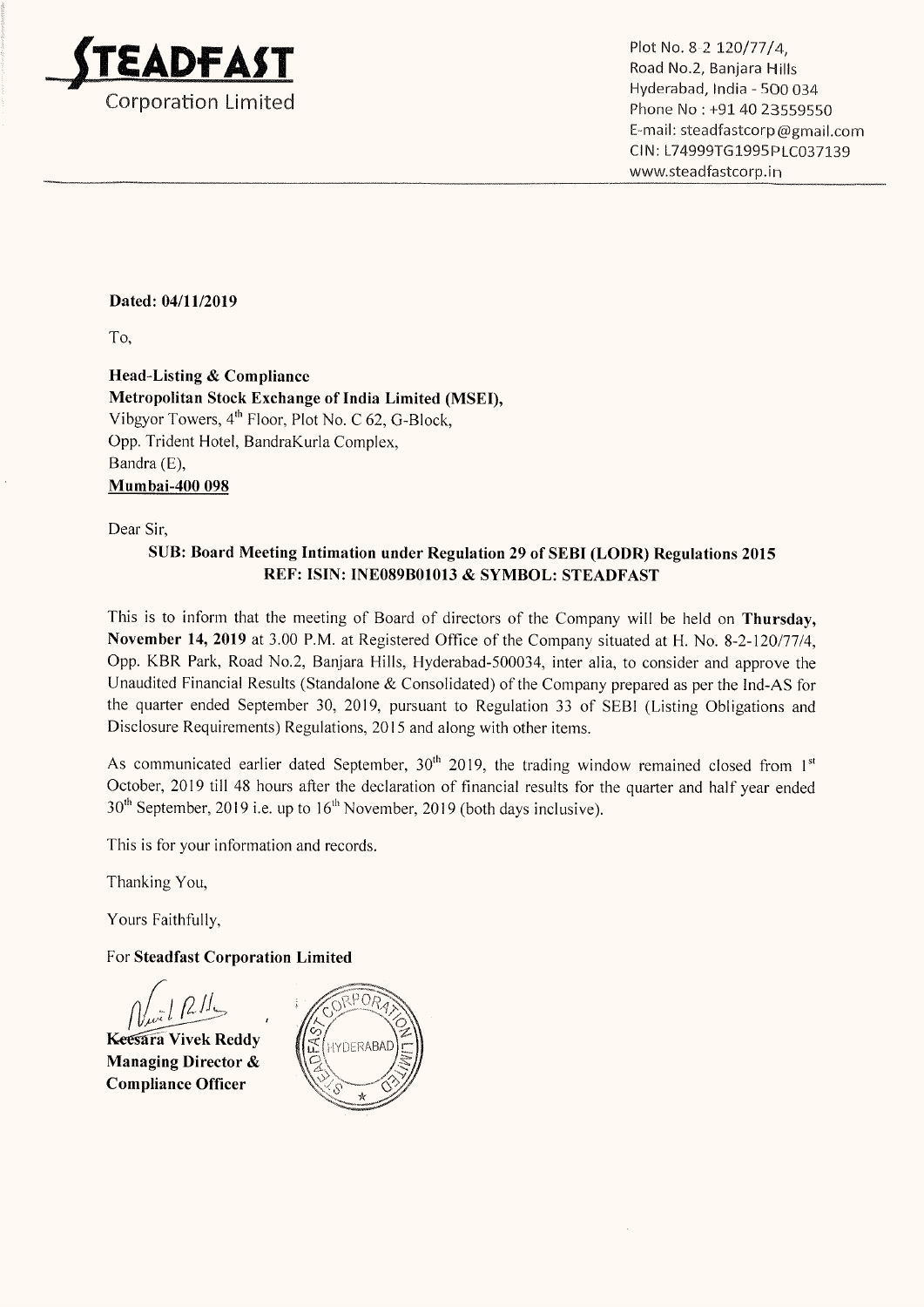**STEADFAST**
Corporation Limited

Plot No. 8-2 120/77/4,
Road No.2, Banjara Hills
Hyderabad, India - 500 034
Phone No : +91 40 23559550
E-mail: steadfastcorp@gmail.com
CIN: L74999TG1995PLC037139
www.steadfastcorp.in

**Dated: 04/11/2019**

To,

**Head-Listing & Compliance**
**Metropolitan Stock Exchange of India Limited (MSEI),**
Vibgyor Towers, 4th Floor, Plot No. C 62, G-Block,
Opp. Trident Hotel, BandraKurla Complex,
Bandra (E),
**Mumbai-400 098**

Dear Sir,

**SUB: Board Meeting Intimation under Regulation 29 of SEBI (LODR) Regulations 2015**
**REF: ISIN: INE089B01013 & SYMBOL: STEADFAST**

This is to inform that the meeting of Board of directors of the Company will be held on **Thursday, November 14, 2019** at 3.00 P.M. at Registered Office of the Company situated at H. No. 8-2-120/77/4, Opp. KBR Park, Road No.2, Banjara Hills, Hyderabad-500034, inter alia, to consider and approve the Unaudited Financial Results (Standalone & Consolidated) of the Company prepared as per the Ind-AS for the quarter ended September 30, 2019, pursuant to Regulation 33 of SEBI (Listing Obligations and Disclosure Requirements) Regulations, 2015 and along with other items.

As communicated earlier dated September, 30th 2019, the trading window remained closed from 1st October, 2019 till 48 hours after the declaration of financial results for the quarter and half year ended 30th September, 2019 i.e. up to 16th November, 2019 (both days inclusive).

This is for your information and records.

Thanking You,

Yours Faithfully,

For **Steadfast Corporation Limited**

**Keesara Vivek Reddy**
**Managing Director &**
**Compliance Officer**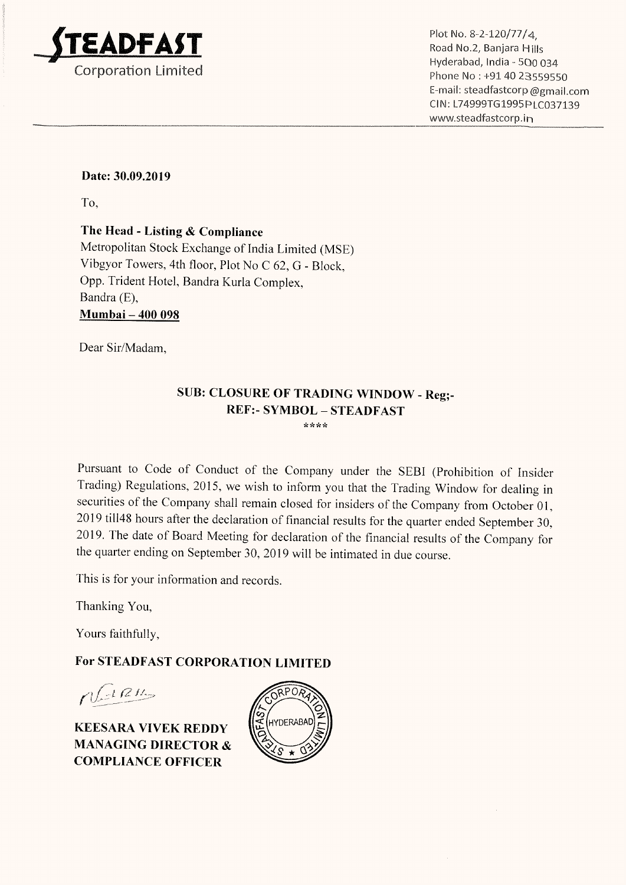**STEADFAST**
Corporation Limited

Plot No. 8-2-120/77/4,
Road No.2, Banjara Hills
Hyderabad, India - 500 034
Phone No : +91 40 23559550
E-mail: steadfastcorp@gmail.com
CIN: L74999TG1995PLC037139
www.steadfastcorp.in

**Date: 30.09.2019**

To,

**The Head - Listing & Compliance**
Metropolitan Stock Exchange of India Limited (MSE)
Vibgyor Towers, 4th floor, Plot No C 62, G - Block,
Opp. Trident Hotel, Bandra Kurla Complex,
Bandra (E),
**Mumbai – 400 098**

Dear Sir/Madam,

**SUB: CLOSURE OF TRADING WINDOW - Reg;-**
**REF:- SYMBOL – STEADFAST**

****

Pursuant to Code of Conduct of the Company under the SEBI (Prohibition of Insider Trading) Regulations, 2015, we wish to inform you that the Trading Window for dealing in securities of the Company shall remain closed for insiders of the Company from October 01, 2019 till48 hours after the declaration of financial results for the quarter ended September 30, 2019. The date of Board Meeting for declaration of the financial results of the Company for the quarter ending on September 30, 2019 will be intimated in due course.

This is for your information and records.

Thanking You,

Yours faithfully,

**For STEADFAST CORPORATION LIMITED**

**KEESARA VIVEK REDDY**
**MANAGING DIRECTOR &**
**COMPLIANCE OFFICER**